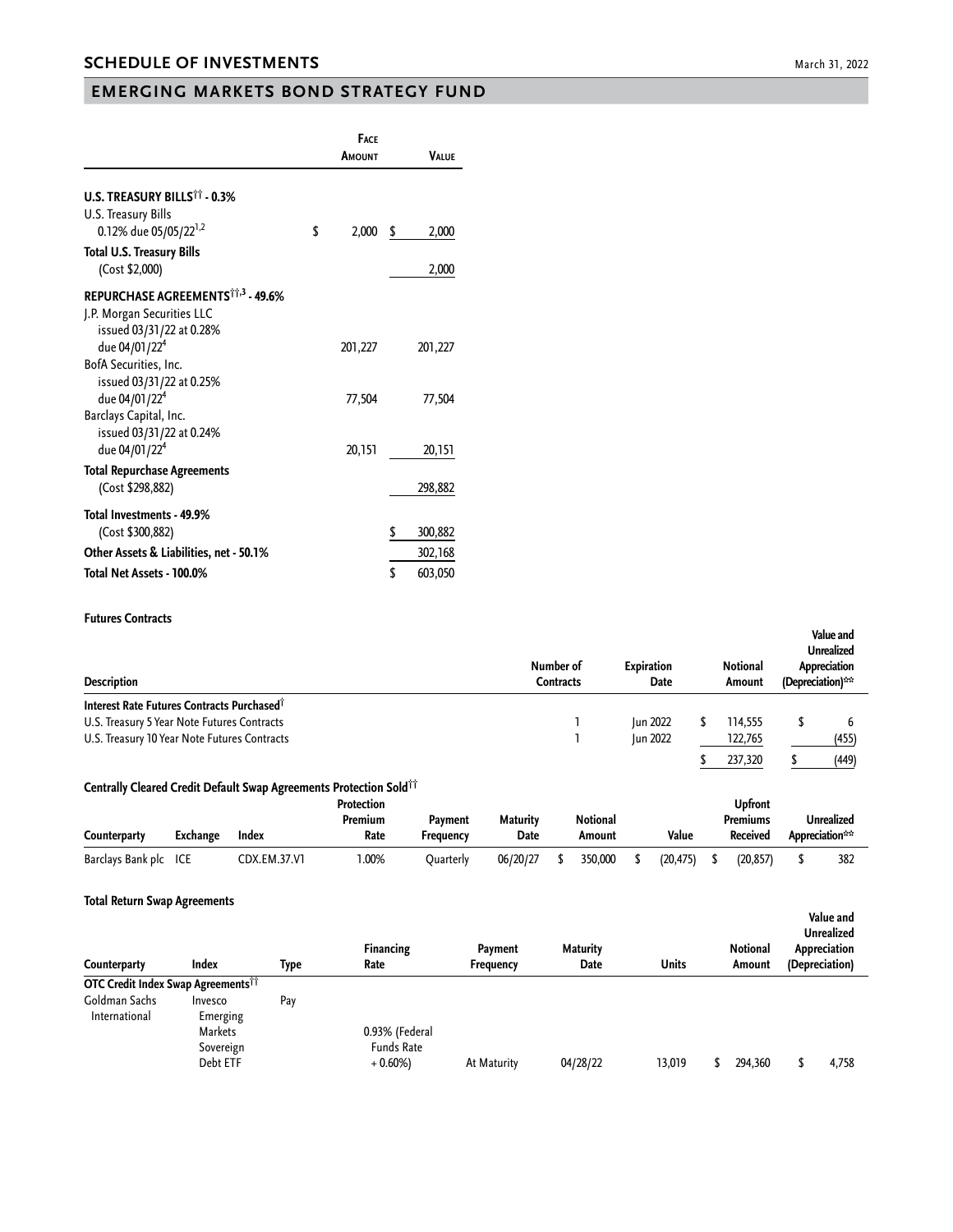# SCHEDULE OF INVESTMENTS

March 31, 2022

## EMERGING MARKETS BOND STRATEGY FUND

| | Face Amount | Value |
|---|---|---|
| **U.S. TREASURY BILLS†† - 0.3%** | | |
| U.S. Treasury Bills | | |
| 0.12% due 05/05/22[1,2] | $ 2,000 | $ 2,000 |
| **Total U.S. Treasury Bills** (Cost $2,000) | | 2,000 |
| **REPURCHASE AGREEMENTS††,3 - 49.6%** | | |
| J.P. Morgan Securities LLC issued 03/31/22 at 0.28% due 04/01/22[4] | 201,227 | 201,227 |
| BofA Securities, Inc. issued 03/31/22 at 0.25% due 04/01/22[4] | 77,504 | 77,504 |
| Barclays Capital, Inc. issued 03/31/22 at 0.24% due 04/01/22[4] | 20,151 | 20,151 |
| **Total Repurchase Agreements** (Cost $298,882) | | 298,882 |
| **Total Investments - 49.9%** (Cost $300,882) | | $ 300,882 |
| **Other Assets & Liabilities, net - 50.1%** | | 302,168 |
| **Total Net Assets - 100.0%** | | $ 603,050 |

### Futures Contracts

| Description | Number of Contracts | Expiration Date | Notional Amount | Value and Unrealized Appreciation (Depreciation)** |
|---|---|---|---|---|
| **Interest Rate Futures Contracts Purchased†** | | | | |
| U.S. Treasury 5 Year Note Futures Contracts | 1 | Jun 2022 | $ 114,555 | $ 6 |
| U.S. Treasury 10 Year Note Futures Contracts | 1 | Jun 2022 | 122,765 | (455) |
| | | | $ 237,320 | $ (449) |

### Centrally Cleared Credit Default Swap Agreements Protection Sold††

| Counterparty | Exchange | Index | Protection Premium Rate | Payment Frequency | Maturity Date | Notional Amount | Value | Upfront Premiums Received | Unrealized Appreciation** |
|---|---|---|---|---|---|---|---|---|---|
| Barclays Bank plc | ICE | CDX.EM.37.V1 | 1.00% | Quarterly | 06/20/27 | $ 350,000 | $ (20,475) | $ (20,857) | $ 382 |

### Total Return Swap Agreements

| Counterparty | Index | Type | Financing Rate | Payment Frequency | Maturity Date | Units | Notional Amount | Value and Unrealized Appreciation (Depreciation) |
|---|---|---|---|---|---|---|---|---|
| **OTC Credit Index Swap Agreements††** | | | | | | | | |
| Goldman Sachs International | Invesco Emerging Markets Sovereign Debt ETF | Pay | 0.93% (Federal Funds Rate + 0.60%) | At Maturity | 04/28/22 | 13,019 | $ 294,360 | $ 4,758 |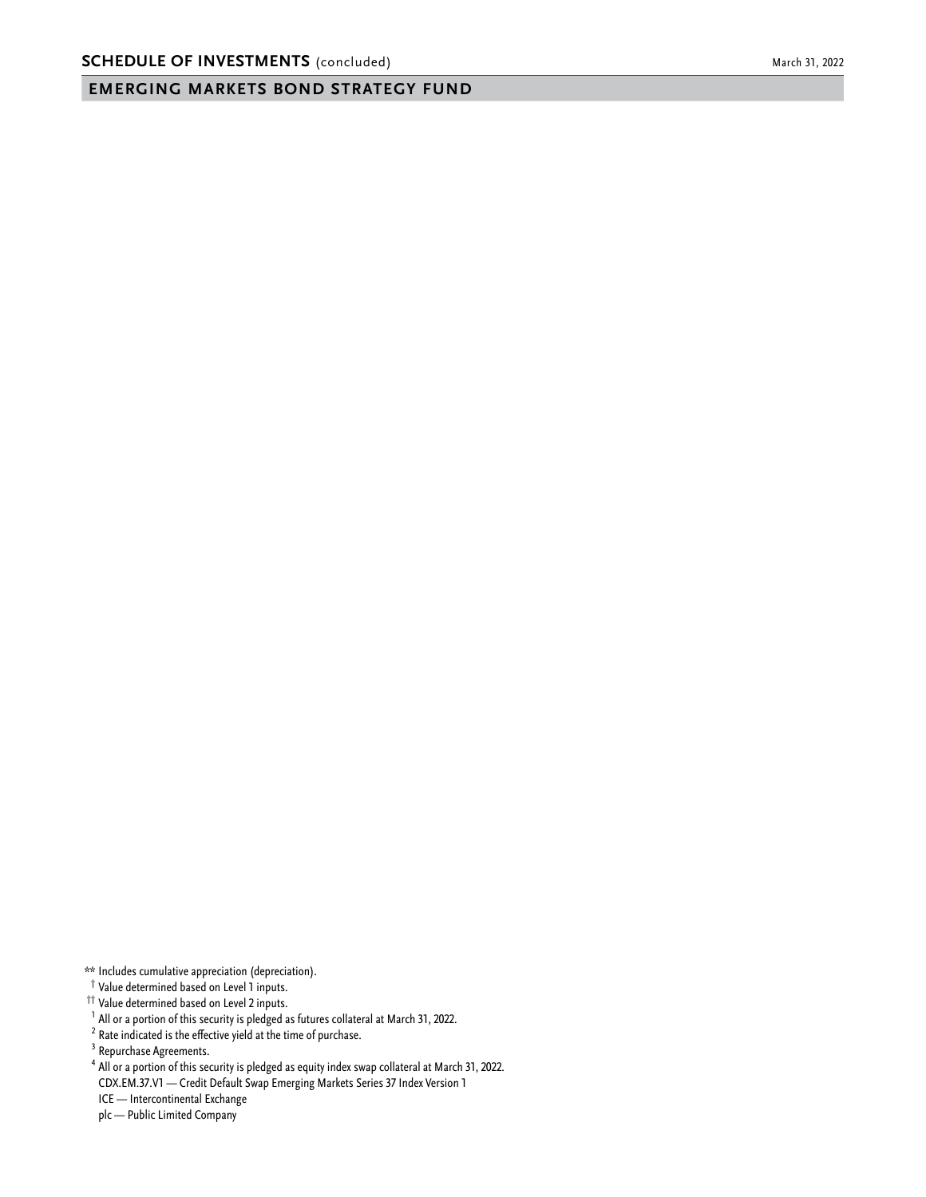## SCHEDULE OF INVESTMENTS (concluded)

## EMERGING MARKETS BOND STRATEGY FUND

** Includes cumulative appreciation (depreciation).

† Value determined based on Level 1 inputs.

†† Value determined based on Level 2 inputs.

[1] All or a portion of this security is pledged as futures collateral at March 31, 2022.

[2] Rate indicated is the effective yield at the time of purchase.

[3] Repurchase Agreements.

[4] All or a portion of this security is pledged as equity index swap collateral at March 31, 2022.

CDX.EM.37.V1 — Credit Default Swap Emerging Markets Series 37 Index Version 1

ICE — Intercontinental Exchange

plc — Public Limited Company